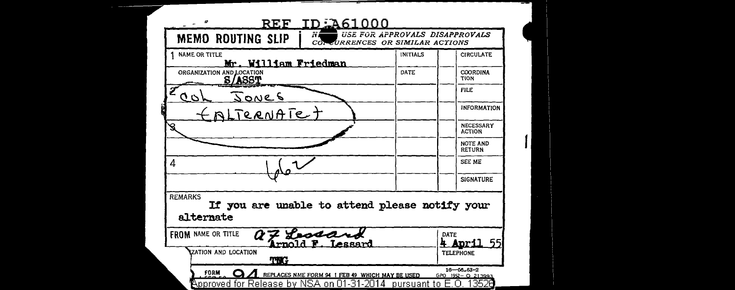REF ID:A61000

**MEMO ROUTING SLIP** | NEVER USE FOR APPROVALS DISAPPROVALS CONCURRENCES OR SIMILAR ACTIONS

| NAME OR TITLE | INITIALS | | |
|---|---|---|---|
| 1 Mr. William Friedman | | | CIRCULATE |
| ORGANIZATION AND LOCATION S/ASST | DATE | | COORDINATION |
| 2 Col Jones | | | FILE |
| (ALTERNATE) | | | INFORMATION |
| 3 | | | NECESSARY ACTION |
| | | | NOTE AND RETURN |
| 4 | | | SEE ME |
| | | | SIGNATURE |

REMARKS

If you are unable to attend please notify your alternate

FROM NAME OR TITLE: A F Lessard — Arnold F. Lessard

DATE: 4 April 55

ORGANIZATION AND LOCATION: TMG

TELEPHONE:

FORM 94 REPLACES NME FORM 94 1 FEB 49 WHICH MAY BE USED

16—56263-2 GPO 1952-O 213993

Approved for Release by NSA on 01-31-2014 pursuant to E.O. 13526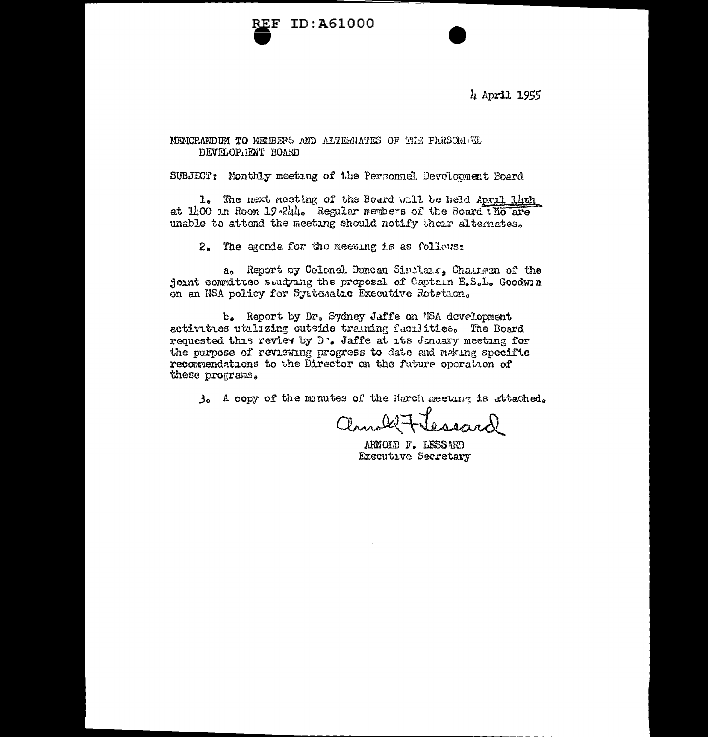4 April 1955

MEMORANDUM TO MEMBERS AND ALTERNATES OF THE PERSONNEL DEVELOPMENT BOARD

SUBJECT: Monthly meeting of the Personnel Development Board

1. The next meeting of the Board will be held April 14th at 1400 in Room 19-244. Regular members of the Board who are unable to attend the meeting should notify their alternates.

2. The agenda for the meeting is as follows:

a. Report by Colonel Duncan Sinclair, Chairman of the joint committee studying the proposal of Captain E.S.L. Goodwin on an NSA policy for Systematic Executive Rotation.

b. Report by Dr. Sydney Jaffe on NSA development activities utilizing outside training facilities. The Board requested this review by Dr. Jaffe at its January meeting for the purpose of reviewing progress to date and making specific recommendations to the Director on the future operation of these programs.

3. A copy of the minutes of the March meeting is attached.

Arnold F. Lessard

ARNOLD F. LESSARD
Executive Secretary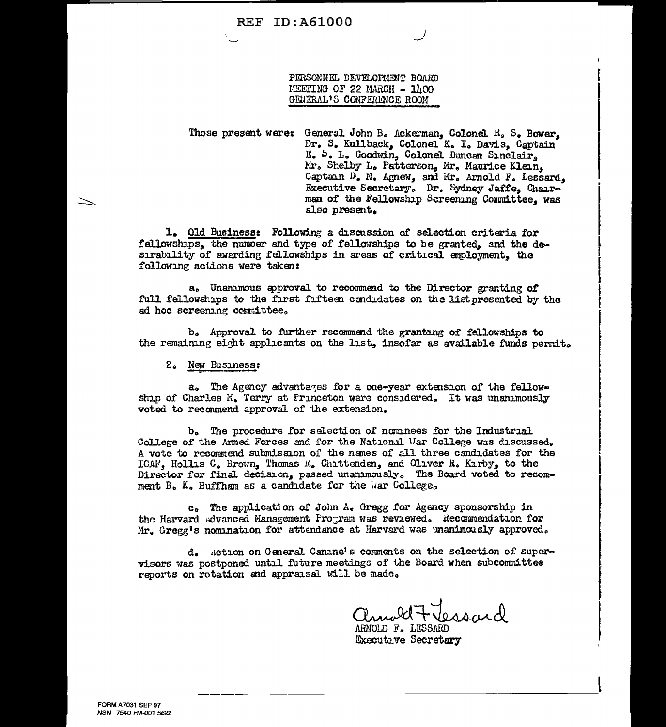REF ID:A61000

PERSONNEL DEVELOPMENT BOARD
MEETING OF 22 MARCH - 1400
GENERAL'S CONFERENCE ROOM

Those present were: General John B. Ackerman, Colonel R. S. Bower, Dr. S. Kullback, Colonel K. I. Davis, Captain E. S. L. Goodwin, Colonel Duncan Sinclair, Mr. Shelby L. Patterson, Mr. Maurice Klein, Captain D. M. Agnew, and Mr. Arnold F. Lessard, Executive Secretary. Dr. Sydney Jaffe, Chairman of the Fellowship Screening Committee, was also present.

1. Old Business: Following a discussion of selection criteria for fellowships, the number and type of fellowships to be granted, and the desirability of awarding fellowships in areas of critical employment, the following actions were taken:

a. Unanimous approval to recommend to the Director granting of full fellowships to the first fifteen candidates on the list presented by the ad hoc screening committee.

b. Approval to further recommend the granting of fellowships to the remaining eight applicants on the list, insofar as available funds permit.

2. New Business:

a. The Agency advantages for a one-year extension of the fellowship of Charles M. Terry at Princeton were considered. It was unanimously voted to recommend approval of the extension.

b. The procedure for selection of nominees for the Industrial College of the Armed Forces and for the National War College was discussed. A vote to recommend submission of the names of all three candidates for the ICAF, Hollis C. Brown, Thomas R. Chittenden, and Oliver R. Kirby, to the Director for final decision, passed unanimously. The Board voted to recomment B. K. Buffham as a candidate for the War College.

c. The application of John A. Gregg for Agency sponsorship in the Harvard Advanced Management Program was reviewed. Recommendation for Mr. Gregg's nomination for attendance at Harvard was unanimously approved.

d. Action on General Canine's comments on the selection of supervisors was postponed until future meetings of the Board when subcommittee reports on rotation and appraisal will be made.

Arnold F. Lessard
ARNOLD F. LESSARD
Executive Secretary